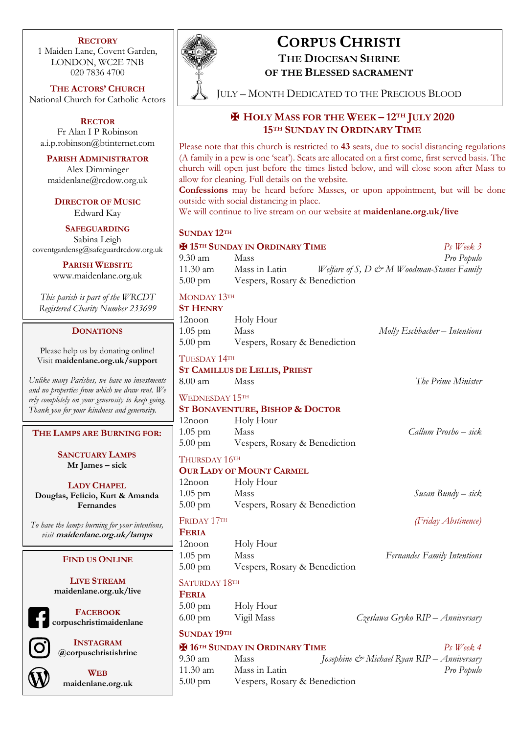# CORPUS CHRISTI

## THE DIOCESAN SHRINE OF THE BLESSED SACRAMENT

JULY – MONTH DEDICATED TO THE PRECIOUS BLOOD

## ✠ HOLY MASS FOR THE WEEK – 12TH JULY 2020
## 15TH SUNDAY IN ORDINARY TIME

Please note that this church is restricted to **43** seats, due to social distancing regulations (A family in a pew is one 'seat'). Seats are allocated on a first come, first served basis. The church will open just before the times listed below, and will close soon after Mass to allow for cleaning. Full details on the website.

**Confessions** may be heard before Masses, or upon appointment, but will be done outside with social distancing in place.

We will continue to live stream on our website at **maidenlane.org.uk/live**

### SUNDAY 12TH

**✠ 15TH SUNDAY IN ORDINARY TIME** — *Ps Week 3*

| | | |
|---|---|---|
| 9.30 am | Mass | *Pro Populo* |
| 11.30 am | Mass in Latin | *Welfare of S, D & M Woodman-Stanes Family* |
| 5.00 pm | Vespers, Rosary & Benediction | |

### MONDAY 13TH

**ST HENRY**

| | | |
|---|---|---|
| 12noon | Holy Hour | |
| 1.05 pm | Mass | *Molly Eschbacher – Intentions* |
| 5.00 pm | Vespers, Rosary & Benediction | |

### TUESDAY 14TH

**ST CAMILLUS DE LELLIS, PRIEST**

| | | |
|---|---|---|
| 8.00 am | Mass | *The Prime Minister* |

### WEDNESDAY 15TH

**ST BONAVENTURE, BISHOP & DOCTOR**

| | | |
|---|---|---|
| 12noon | Holy Hour | |
| 1.05 pm | Mass | *Callum Prosho – sick* |
| 5.00 pm | Vespers, Rosary & Benediction | |

### THURSDAY 16TH

**OUR LADY OF MOUNT CARMEL**

| | | |
|---|---|---|
| 12noon | Holy Hour | |
| 1.05 pm | Mass | *Susan Bundy – sick* |
| 5.00 pm | Vespers, Rosary & Benediction | |

### FRIDAY 17TH

*(Friday Abstinence)*

**FERIA**

| | | |
|---|---|---|
| 12noon | Holy Hour | |
| 1.05 pm | Mass | *Fernandes Family Intentions* |
| 5.00 pm | Vespers, Rosary & Benediction | |

### SATURDAY 18TH

**FERIA**

| | | |
|---|---|---|
| 5.00 pm | Holy Hour | |
| 6.00 pm | Vigil Mass | *Czeslawa Gryko RIP – Anniversary* |

### SUNDAY 19TH

**✠ 16TH SUNDAY IN ORDINARY TIME** — *Ps Week 4*

| | | |
|---|---|---|
| 9.30 am | Mass | *Josephine & Michael Ryan RIP – Anniversary* |
| 11.30 am | Mass in Latin | *Pro Populo* |
| 5.00 pm | Vespers, Rosary & Benediction | |

---

**RECTORY**
1 Maiden Lane, Covent Garden,
LONDON, WC2E 7NB
020 7836 4700

**THE ACTORS' CHURCH**
National Church for Catholic Actors

**RECTOR**
Fr Alan I P Robinson
a.i.p.robinson@btinternet.com

**PARISH ADMINISTRATOR**
Alex Dimminger
maidenlane@rcdow.org.uk

**DIRECTOR OF MUSIC**
Edward Kay

**SAFEGUARDING**
Sabina Leigh
coventgardensg@safeguardrcdow.org.uk

**PARISH WEBSITE**
www.maidenlane.org.uk

*This parish is part of the WRCDT*
*Registered Charity Number 233699*

**DONATIONS**

Please help us by donating online!
Visit **maidenlane.org.uk/support**

*Unlike many Parishes, we have no investments and no properties from which we draw rent. We rely completely on your generosity to keep going. Thank you for your kindness and generosity.*

**THE LAMPS ARE BURNING FOR:**

**SANCTUARY LAMPS**
**Mr James – sick**

**LADY CHAPEL**
**Douglas, Felicio, Kurt & Amanda Fernandes**

*To have the lamps burning for your intentions, visit* ***maidenlane.org.uk/lamps***

**FIND US ONLINE**

**LIVE STREAM**
**maidenlane.org.uk/live**

**FACEBOOK**
**corpuschristimaidenlane**

**INSTAGRAM**
**@corpuschristishrine**

**WEB**
**maidenlane.org.uk**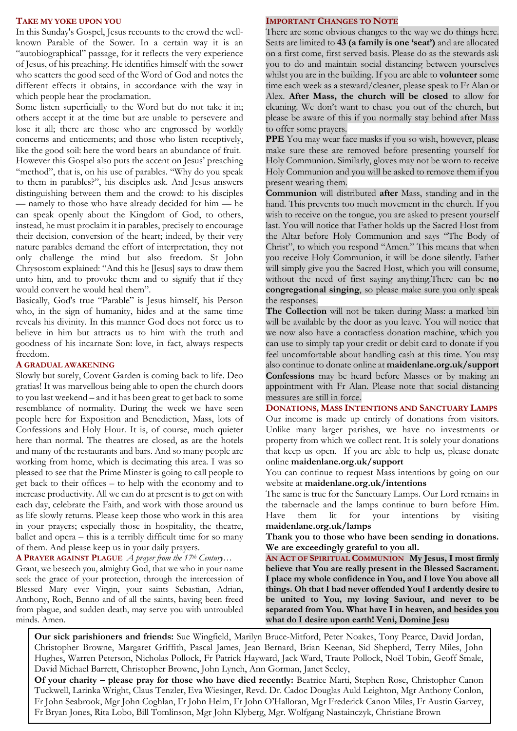## Take my yoke upon you

In this Sunday's Gospel, Jesus recounts to the crowd the well-known Parable of the Sower. In a certain way it is an "autobiographical" passage, for it reflects the very experience of Jesus, of his preaching. He identifies himself with the sower who scatters the good seed of the Word of God and notes the different effects it obtains, in accordance with the way in which people hear the proclamation.

Some listen superficially to the Word but do not take it in; others accept it at the time but are unable to persevere and lose it all; there are those who are engrossed by worldly concerns and enticements; and those who listen receptively, like the good soil: here the word bears an abundance of fruit.

However this Gospel also puts the accent on Jesus' preaching "method", that is, on his use of parables. "Why do you speak to them in parables?", his disciples ask. And Jesus answers distinguishing between them and the crowd: to his disciples — namely to those who have already decided for him — he can speak openly about the Kingdom of God, to others, instead, he must proclaim it in parables, precisely to encourage their decision, conversion of the heart; indeed, by their very nature parables demand the effort of interpretation, they not only challenge the mind but also freedom. St John Chrysostom explained: "And this he [Jesus] says to draw them unto him, and to provoke them and to signify that if they would convert he would heal them".

Basically, God's true "Parable" is Jesus himself, his Person who, in the sign of humanity, hides and at the same time reveals his divinity. In this manner God does not force us to believe in him but attracts us to him with the truth and goodness of his incarnate Son: love, in fact, always respects freedom.

## A gradual awakening

Slowly but surely, Covent Garden is coming back to life. Deo gratias! It was marvellous being able to open the church doors to you last weekend – and it has been great to get back to some resemblance of normality. During the week we have seen people here for Exposition and Benediction, Mass, lots of Confessions and Holy Hour. It is, of course, much quieter here than normal. The theatres are closed, as are the hotels and many of the restaurants and bars. And so many people are working from home, which is decimating this area. I was so pleased to see that the Prime Minster is going to call people to get back to their offices – to help with the economy and to increase productivity. All we can do at present is to get on with each day, celebrate the Faith, and work with those around us as life slowly returns. Please keep those who work in this area in your prayers; especially those in hospitality, the theatre, ballet and opera – this is a terribly difficult time for so many of them. And please keep us in your daily prayers.

## A Prayer against Plague *A prayer from the 17th Century…*

Grant, we beseech you, almighty God, that we who in your name seek the grace of your protection, through the intercession of Blessed Mary ever Virgin, your saints Sebastian, Adrian, Anthony, Roch, Benno and of all the saints, having been freed from plague, and sudden death, may serve you with untroubled minds. Amen.

## Important Changes to Note

There are some obvious changes to the way we do things here. Seats are limited to **43 (a family is one 'seat')** and are allocated on a first come, first served basis. Please do as the stewards ask you to do and maintain social distancing between yourselves whilst you are in the building. If you are able to **volunteer** some time each week as a steward/cleaner, please speak to Fr Alan or Alex. **After Mass, the church will be closed** to allow for cleaning. We don't want to chase you out of the church, but please be aware of this if you normally stay behind after Mass to offer some prayers.

**PPE** You may wear face masks if you so wish, however, please make sure these are removed before presenting yourself for Holy Communion. Similarly, gloves may not be worn to receive Holy Communion and you will be asked to remove them if you present wearing them.

**Communion** will distributed **after** Mass, standing and in the hand. This prevents too much movement in the church. If you wish to receive on the tongue, you are asked to present yourself last. You will notice that Father holds up the Sacred Host from the Altar before Holy Communion and says "The Body of Christ", to which you respond "Amen." This means that when you receive Holy Communion, it will be done silently. Father will simply give you the Sacred Host, which you will consume, without the need of first saying anything.There can be **no congregational singing**, so please make sure you only speak the responses.

**The Collection** will not be taken during Mass: a marked bin will be available by the door as you leave. You will notice that we now also have a contactless donation machine, which you can use to simply tap your credit or debit card to donate if you feel uncomfortable about handling cash at this time. You may also continue to donate online at **maidenlane.org.uk/support**

**Confessions** may be heard before Masses or by making an appointment with Fr Alan. Please note that social distancing measures are still in force.

## Donations, Mass Intentions and Sanctuary Lamps

Our income is made up entirely of donations from visitors. Unlike many larger parishes, we have no investments or property from which we collect rent. It is solely your donations that keep us open. If you are able to help us, please donate online **maidenlane.org.uk/support**

You can continue to request Mass intentions by going on our website at **maidenlane.org.uk/intentions**

The same is true for the Sanctuary Lamps. Our Lord remains in the tabernacle and the lamps continue to burn before Him. Have them lit for your intentions by visiting **maidenlane.org.uk/lamps**

**Thank you to those who have been sending in donations. We are exceedingly grateful to you all.**

**An Act of Spiritual Communion** **My Jesus, I most firmly believe that You are really present in the Blessed Sacrament. I place my whole confidence in You, and I love You above all things. Oh that I had never offended You! I ardently desire to be united to You, my loving Saviour, and never to be separated from You. What have I in heaven, and besides you what do I desire upon earth! Veni, Domine Jesu**

**Our sick parishioners and friends:** Sue Wingfield, Marilyn Bruce-Mitford, Peter Noakes, Tony Pearce, David Jordan, Christopher Browne, Margaret Griffith, Pascal James, Jean Bernard, Brian Keenan, Sid Shepherd, Terry Miles, John Hughes, Warren Peterson, Nicholas Pollock, Fr Patrick Hayward, Jack Ward, Traute Pollock, Noël Tobin, Geoff Smale, David Michael Barrett, Christopher Browne, John Lynch, Ann Gorman, Janet Seeley,

**Of your charity – please pray for those who have died recently:** Beatrice Marti, Stephen Rose, Christopher Canon Tuckwell, Larinka Wright, Claus Tenzler, Eva Wiesinger, Revd. Dr. Cadoc Douglas Auld Leighton, Mgr Anthony Conlon, Fr John Seabrook, Mgr John Coghlan, Fr John Helm, Fr John O'Halloran, Mgr Frederick Canon Miles, Fr Austin Garvey, Fr Bryan Jones, Rita Lobo, Bill Tomlinson, Mgr John Klyberg, Mgr. Wolfgang Nastainczyk, Christiane Brown